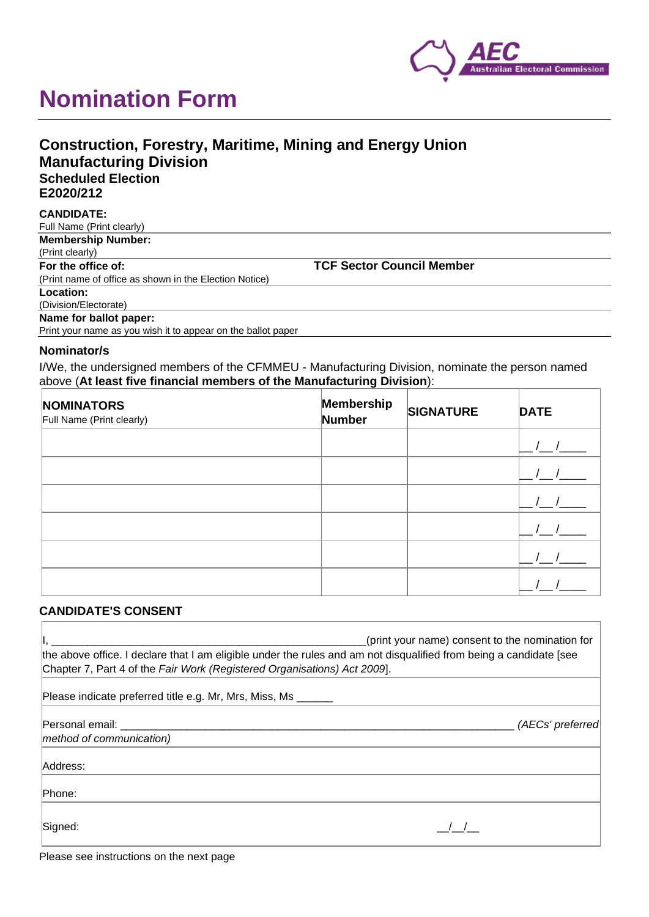# Nomination Form

## Construction, Forestry, Maritime, Mining and Energy Union Manufacturing Division

### Scheduled Election

### E2020/212

**CANDIDATE:**
Full Name (Print clearly)

**Membership Number:**
(Print clearly)

**For the office of:** **TCF Sector Council Member**
(Print name of office as shown in the Election Notice)

**Location:**
(Division/Electorate)

**Name for ballot paper:**
Print your name as you wish it to appear on the ballot paper

### Nominator/s

I/We, the undersigned members of the CFMMEU - Manufacturing Division, nominate the person named above (**At least five financial members of the Manufacturing Division**):

| **NOMINATORS** Full Name (Print clearly) | **Membership Number** | **SIGNATURE** | **DATE** |
|---|---|---|---|
| | | | __ /__ /____ |
| | | | __ /__ /____ |
| | | | __ /__ /____ |
| | | | __ /__ /____ |
| | | | __ /__ /____ |
| | | | __ /__ /____ |

### CANDIDATE'S CONSENT

I, ______________________________________________________(print your name) consent to the nomination for the above office. I declare that I am eligible under the rules and am not disqualified from being a candidate [see Chapter 7, Part 4 of the *Fair Work (Registered Organisations) Act 2009*].

Please indicate preferred title e.g. Mr, Mrs, Miss, Ms ______

Personal email: ___________________________________________________________________ *(AECs' preferred method of communication)*

Address:

Phone:

Signed: __/__/__

Please see instructions on the next page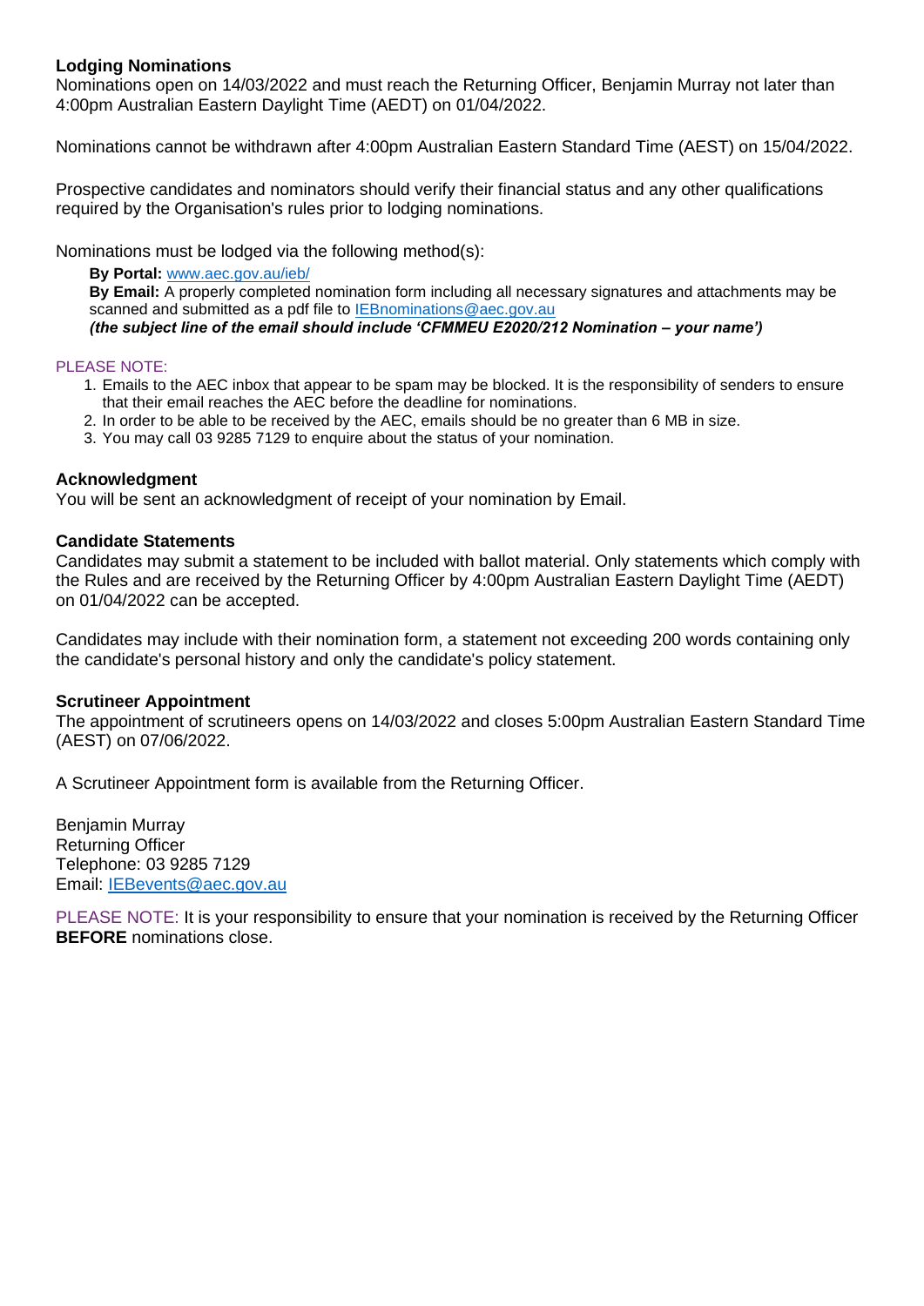### Lodging Nominations

Nominations open on 14/03/2022 and must reach the Returning Officer, Benjamin Murray not later than 4:00pm Australian Eastern Daylight Time (AEDT) on 01/04/2022.

Nominations cannot be withdrawn after 4:00pm Australian Eastern Standard Time (AEST) on 15/04/2022.

Prospective candidates and nominators should verify their financial status and any other qualifications required by the Organisation's rules prior to lodging nominations.

Nominations must be lodged via the following method(s):

**By Portal:** www.aec.gov.au/ieb/
**By Email:** A properly completed nomination form including all necessary signatures and attachments may be scanned and submitted as a pdf file to IEBnominations@aec.gov.au
***(the subject line of the email should include 'CFMMEU E2020/212 Nomination – your name')***

PLEASE NOTE:

1. Emails to the AEC inbox that appear to be spam may be blocked. It is the responsibility of senders to ensure that their email reaches the AEC before the deadline for nominations.
2. In order to be able to be received by the AEC, emails should be no greater than 6 MB in size.
3. You may call 03 9285 7129 to enquire about the status of your nomination.

### Acknowledgment

You will be sent an acknowledgment of receipt of your nomination by Email.

### Candidate Statements

Candidates may submit a statement to be included with ballot material. Only statements which comply with the Rules and are received by the Returning Officer by 4:00pm Australian Eastern Daylight Time (AEDT) on 01/04/2022 can be accepted.

Candidates may include with their nomination form, a statement not exceeding 200 words containing only the candidate's personal history and only the candidate's policy statement.

### Scrutineer Appointment

The appointment of scrutineers opens on 14/03/2022 and closes 5:00pm Australian Eastern Standard Time (AEST) on 07/06/2022.

A Scrutineer Appointment form is available from the Returning Officer.

Benjamin Murray
Returning Officer
Telephone: 03 9285 7129
Email: IEBevents@aec.gov.au

PLEASE NOTE: It is your responsibility to ensure that your nomination is received by the Returning Officer **BEFORE** nominations close.